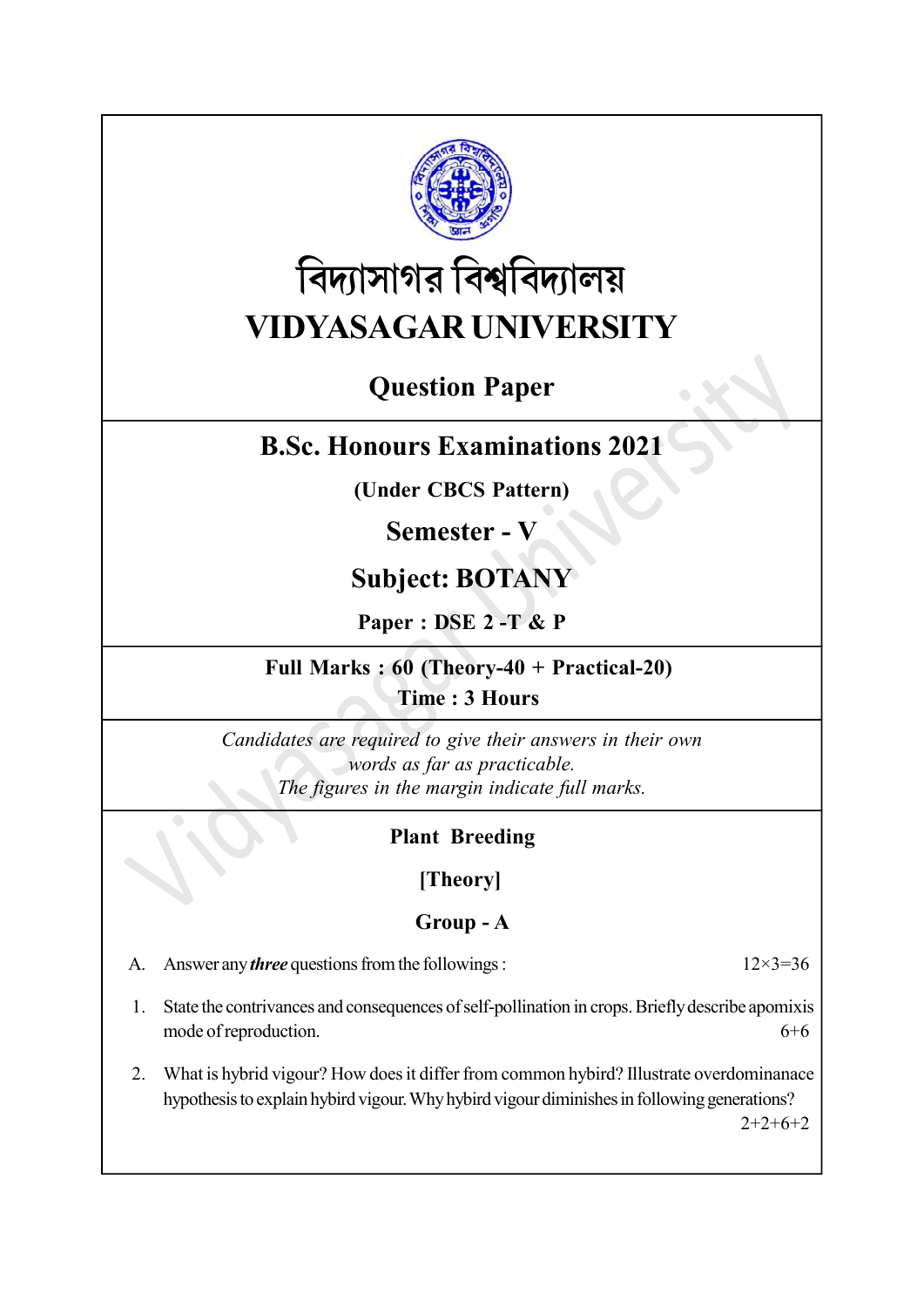# বিদ্যাসাগর বিশ্ববিদ্যালয়

# VIDYASAGAR UNIVERSITY

## Question Paper

## B.Sc. Honours Examinations 2021

**(Under CBCS Pattern)**

**Semester - V**

**Subject: BOTANY**

**Paper : DSE 2 -T & P**

**Full Marks : 60 (Theory-40 + Practical-20)**

**Time : 3 Hours**

*Candidates are required to give their answers in their own words as far as practicable.*
*The figures in the margin indicate full marks.*

### Plant Breeding

### [Theory]

### Group - A

A. Answer any ***three*** questions from the followings : 12×3=36

1. State the contrivances and consequences of self-pollination in crops. Briefly describe apomixis mode of reproduction. 6+6

2. What is hybrid vigour? How does it differ from common hybrid? Illustrate overdominanace hypothesis to explain hybrid vigour. Why hybrid vigour diminishes in following generations? 2+2+6+2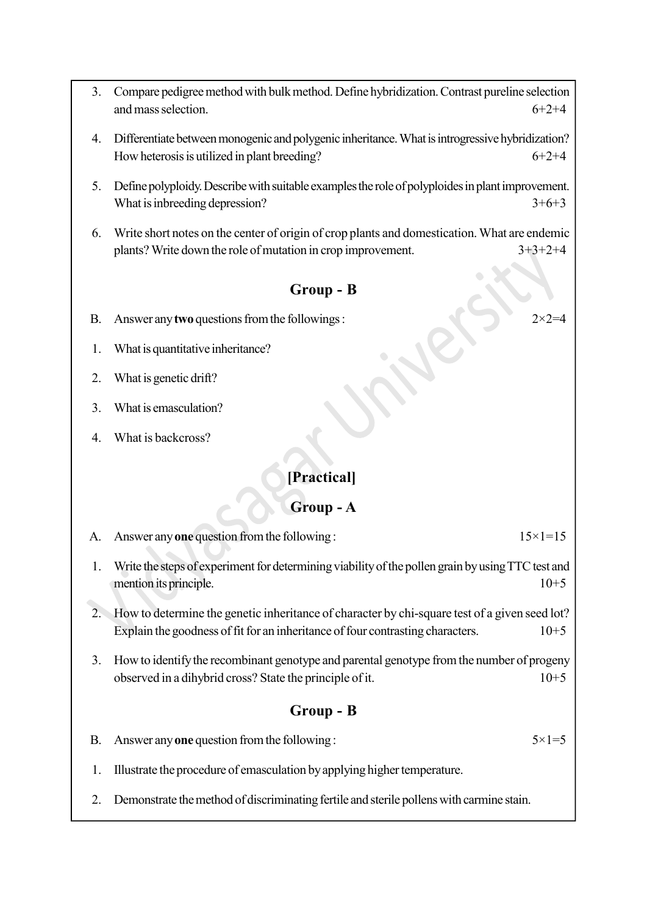3. Compare pedigree method with bulk method. Define hybridization. Contrast pureline selection and mass selection. 6+2+4

4. Differentiate between monogenic and polygenic inheritance. What is introgressive hybridization? How heterosis is utilized in plant breeding? 6+2+4

5. Define polyploidy. Describe with suitable examples the role of polyploides in plant improvement. What is inbreeding depression? 3+6+3

6. Write short notes on the center of origin of crop plants and domestication. What are endemic plants? Write down the role of mutation in crop improvement. 3+3+2+4

## Group - B

B. Answer any **two** questions from the followings : 2×2=4

1. What is quantitative inheritance?

2. What is genetic drift?

3. What is emasculation?

4. What is backcross?

## [Practical]

## Group - A

A. Answer any **one** question from the following : 15×1=15

1. Write the steps of experiment for determining viability of the pollen grain by using TTC test and mention its principle. 10+5

2. How to determine the genetic inheritance of character by chi-square test of a given seed lot? Explain the goodness of fit for an inheritance of four contrasting characters. 10+5

3. How to identify the recombinant genotype and parental genotype from the number of progeny observed in a dihybrid cross? State the principle of it. 10+5

## Group - B

B. Answer any **one** question from the following : 5×1=5

1. Illustrate the procedure of emasculation by applying higher temperature.

2. Demonstrate the method of discriminating fertile and sterile pollens with carmine stain.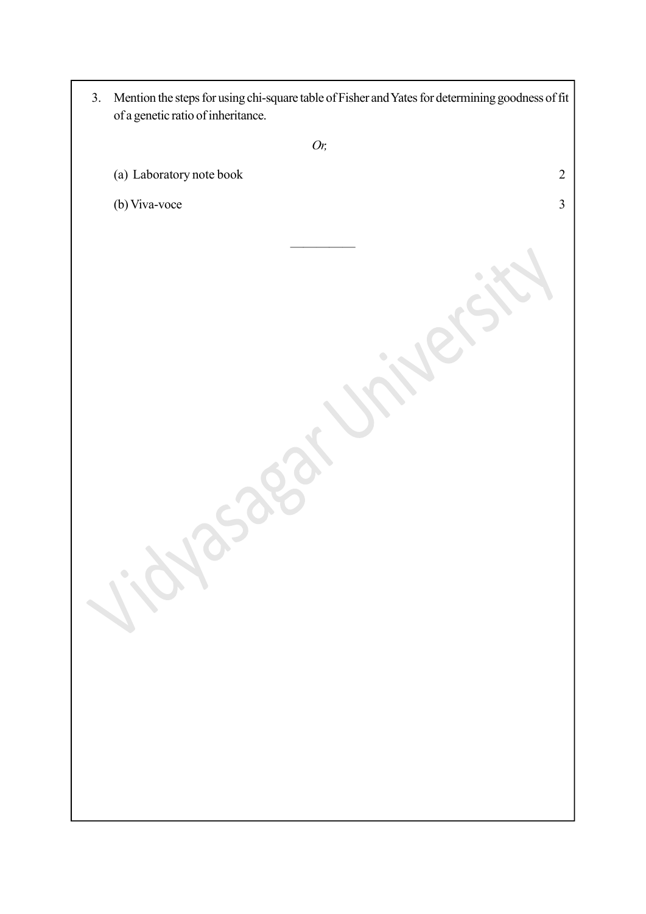3. Mention the steps for using chi-square table of Fisher and Yates for determining goodness of fit of a genetic ratio of inheritance.

*Or,*

(a) Laboratory note book 2

(b) Viva-voce 3

---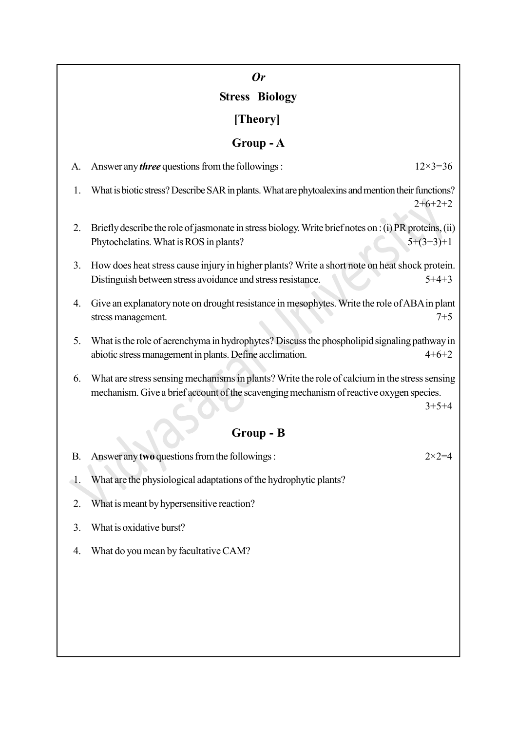*Or*

## Stress Biology

## [Theory]

### Group - A

A. Answer any ***three*** questions from the followings : 12×3=36

1. What is biotic stress? Describe SAR in plants. What are phytoalexins and mention their functions? 2+6+2+2

2. Briefly describe the role of jasmonate in stress biology. Write brief notes on : (i) PR proteins, (ii) Phytochelatins. What is ROS in plants? 5+(3+3)+1

3. How does heat stress cause injury in higher plants? Write a short note on heat shock protein. Distinguish between stress avoidance and stress resistance. 5+4+3

4. Give an explanatory note on drought resistance in mesophytes. Write the role of ABA in plant stress management. 7+5

5. What is the role of aerenchyma in hydrophytes? Discuss the phospholipid signaling pathway in abiotic stress management in plants. Define acclimation. 4+6+2

6. What are stress sensing mechanisms in plants? Write the role of calcium in the stress sensing mechanism. Give a brief account of the scavenging mechanism of reactive oxygen species. 3+5+4

### Group - B

B. Answer any **two** questions from the followings : 2×2=4

1. What are the physiological adaptations of the hydrophytic plants?

2. What is meant by hypersensitive reaction?

3. What is oxidative burst?

4. What do you mean by facultative CAM?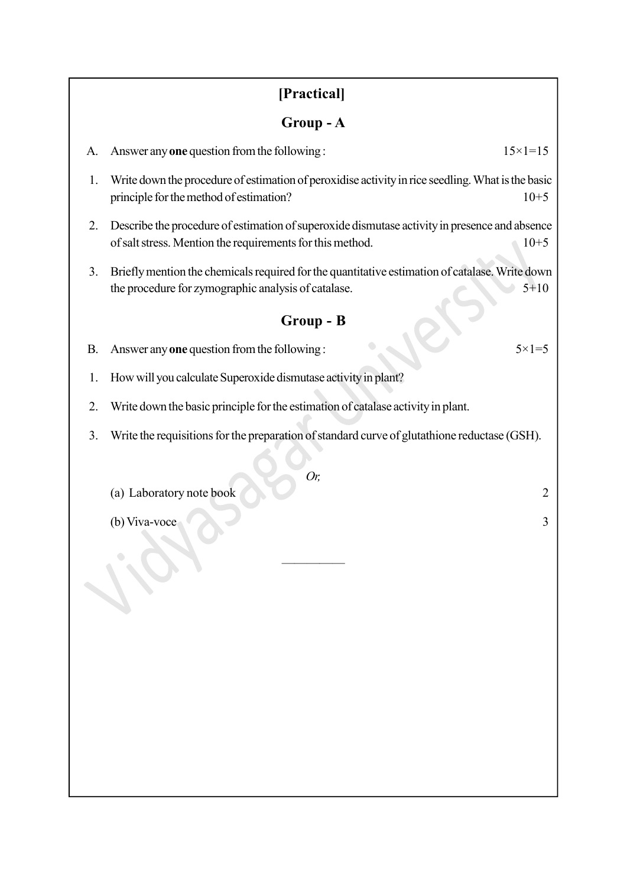## [Practical]

### Group - A

A. Answer any **one** question from the following : 15×1=15

1. Write down the procedure of estimation of peroxidise activity in rice seedling. What is the basic principle for the method of estimation? 10+5

2. Describe the procedure of estimation of superoxide dismutase activity in presence and absence of salt stress. Mention the requirements for this method. 10+5

3. Briefly mention the chemicals required for the quantitative estimation of catalase. Write down the procedure for zymographic analysis of catalase. 5+10

### Group - B

B. Answer any **one** question from the following : 5×1=5

1. How will you calculate Superoxide dismutase activity in plant?

2. Write down the basic principle for the estimation of catalase activity in plant.

3. Write the requisitions for the preparation of standard curve of glutathione reductase (GSH).

*Or,*

(a) Laboratory note book 2

(b) Viva-voce 3